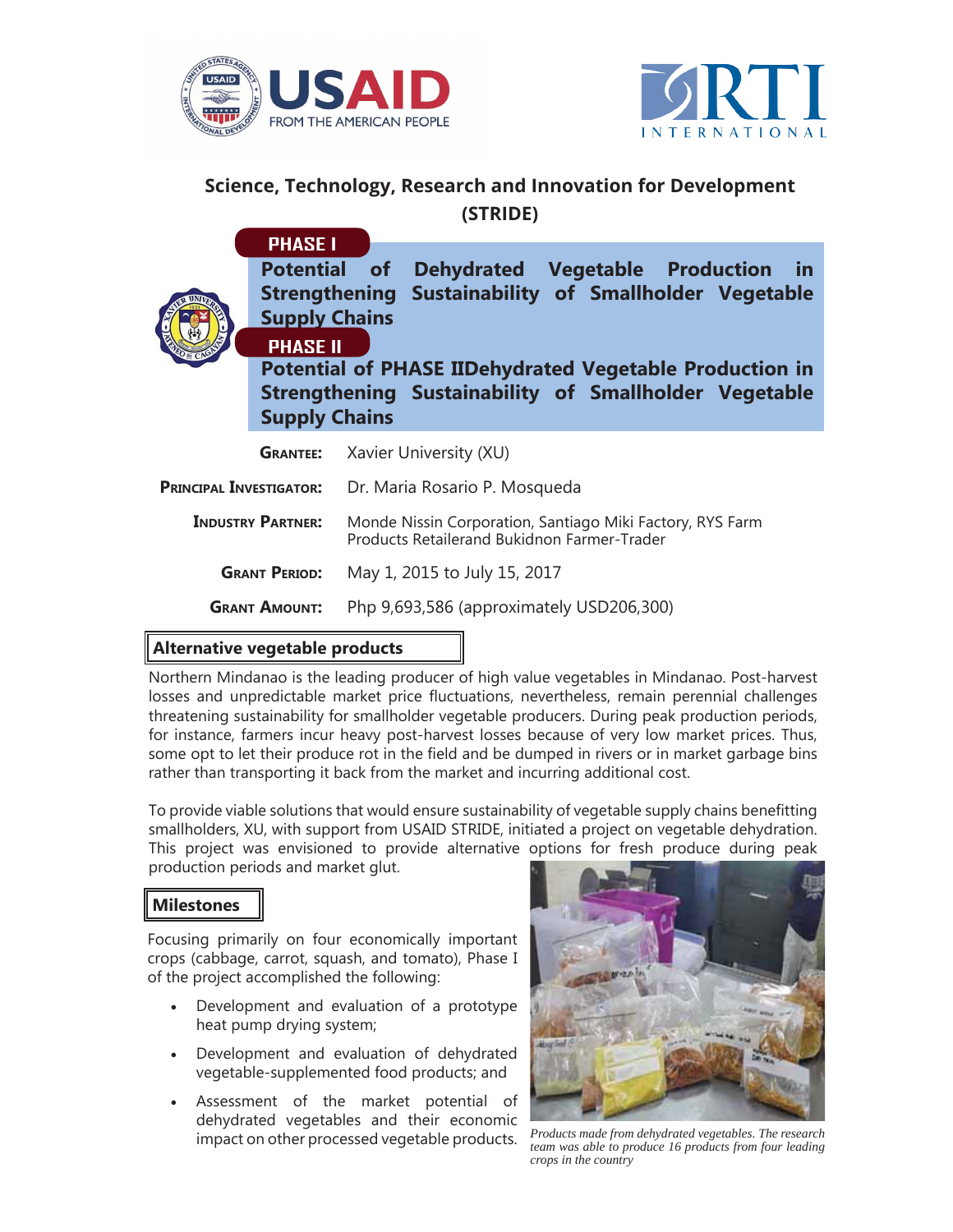# Science, Technology, Research and Innovation for Development (STRIDE)

**PHASE I**

## Potential of Dehydrated Vegetable Production in Strengthening Sustainability of Smallholder Vegetable Supply Chains

**PHASE II**

## Potential of PHASE IIDehydrated Vegetable Production in Strengthening Sustainability of Smallholder Vegetable Supply Chains

**GRANTEE:** Xavier University (XU)

**PRINCIPAL INVESTIGATOR:** Dr. Maria Rosario P. Mosqueda

**INDUSTRY PARTNER:** Monde Nissin Corporation, Santiago Miki Factory, RYS Farm Products Retailerand Bukidnon Farmer-Trader

**GRANT PERIOD:** May 1, 2015 to July 15, 2017

**GRANT AMOUNT:** Php 9,693,586 (approximately USD206,300)

### Alternative vegetable products

Northern Mindanao is the leading producer of high value vegetables in Mindanao. Post-harvest losses and unpredictable market price fluctuations, nevertheless, remain perennial challenges threatening sustainability for smallholder vegetable producers. During peak production periods, for instance, farmers incur heavy post-harvest losses because of very low market prices. Thus, some opt to let their produce rot in the field and be dumped in rivers or in market garbage bins rather than transporting it back from the market and incurring additional cost.

To provide viable solutions that would ensure sustainability of vegetable supply chains benefitting smallholders, XU, with support from USAID STRIDE, initiated a project on vegetable dehydration. This project was envisioned to provide alternative options for fresh produce during peak production periods and market glut.

### Milestones

Focusing primarily on four economically important crops (cabbage, carrot, squash, and tomato), Phase I of the project accomplished the following:

- Development and evaluation of a prototype heat pump drying system;
- Development and evaluation of dehydrated vegetable-supplemented food products; and
- Assessment of the market potential of dehydrated vegetables and their economic impact on other processed vegetable products.

*Products made from dehydrated vegetables. The research team was able to produce 16 products from four leading crops in the country*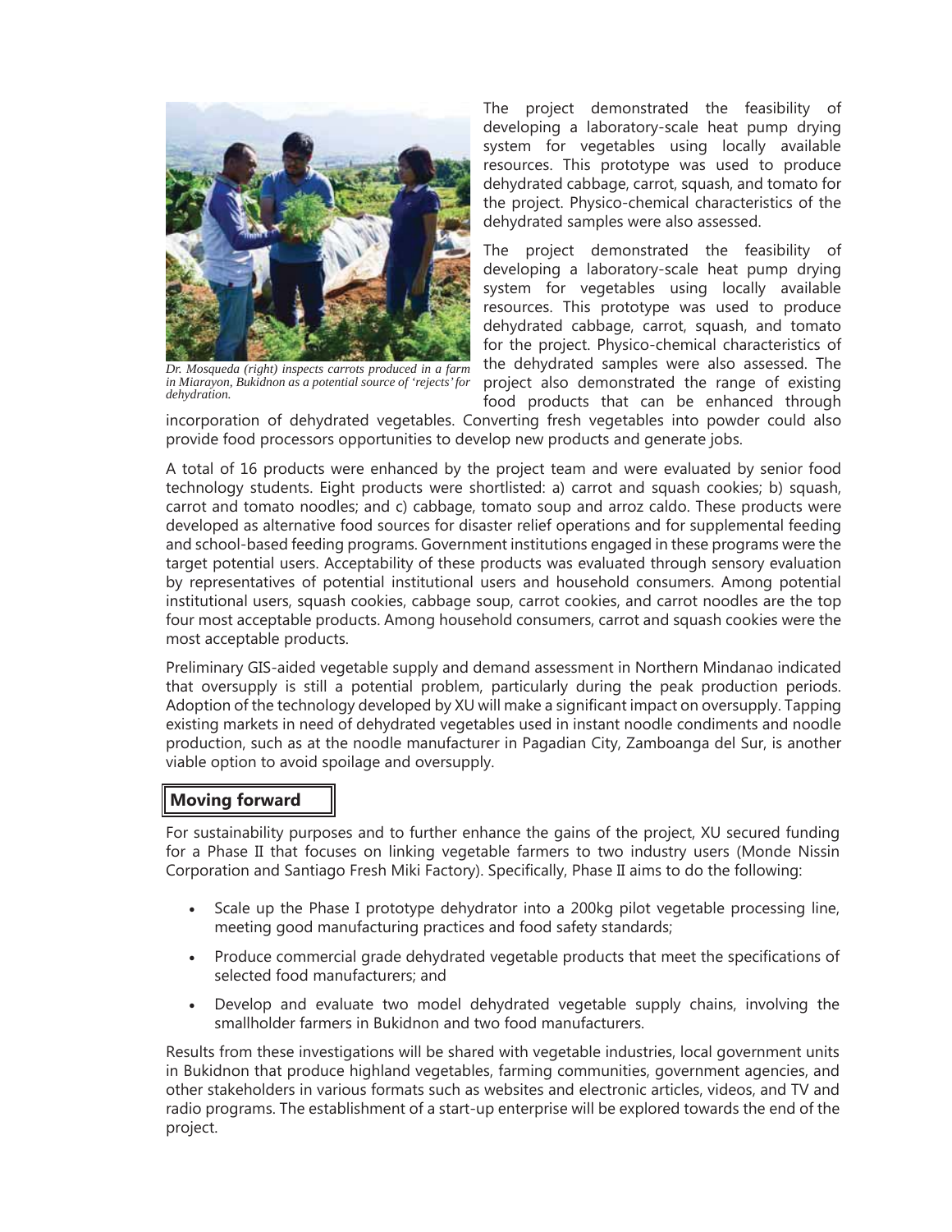*Dr. Mosqueda (right) inspects carrots produced in a farm in Miarayon, Bukidnon as a potential source of 'rejects' for dehydration.*

The project demonstrated the feasibility of developing a laboratory-scale heat pump drying system for vegetables using locally available resources. This prototype was used to produce dehydrated cabbage, carrot, squash, and tomato for the project. Physico-chemical characteristics of the dehydrated samples were also assessed.

The project demonstrated the feasibility of developing a laboratory-scale heat pump drying system for vegetables using locally available resources. This prototype was used to produce dehydrated cabbage, carrot, squash, and tomato for the project. Physico-chemical characteristics of the dehydrated samples were also assessed. The project also demonstrated the range of existing food products that can be enhanced through incorporation of dehydrated vegetables. Converting fresh vegetables into powder could also provide food processors opportunities to develop new products and generate jobs.

A total of 16 products were enhanced by the project team and were evaluated by senior food technology students. Eight products were shortlisted: a) carrot and squash cookies; b) squash, carrot and tomato noodles; and c) cabbage, tomato soup and arroz caldo. These products were developed as alternative food sources for disaster relief operations and for supplemental feeding and school-based feeding programs. Government institutions engaged in these programs were the target potential users. Acceptability of these products was evaluated through sensory evaluation by representatives of potential institutional users and household consumers. Among potential institutional users, squash cookies, cabbage soup, carrot cookies, and carrot noodles are the top four most acceptable products. Among household consumers, carrot and squash cookies were the most acceptable products.

Preliminary GIS-aided vegetable supply and demand assessment in Northern Mindanao indicated that oversupply is still a potential problem, particularly during the peak production periods. Adoption of the technology developed by XU will make a significant impact on oversupply. Tapping existing markets in need of dehydrated vegetables used in instant noodle condiments and noodle production, such as at the noodle manufacturer in Pagadian City, Zamboanga del Sur, is another viable option to avoid spoilage and oversupply.

## Moving forward

For sustainability purposes and to further enhance the gains of the project, XU secured funding for a Phase II that focuses on linking vegetable farmers to two industry users (Monde Nissin Corporation and Santiago Fresh Miki Factory). Specifically, Phase II aims to do the following:

- Scale up the Phase I prototype dehydrator into a 200kg pilot vegetable processing line, meeting good manufacturing practices and food safety standards;
- Produce commercial grade dehydrated vegetable products that meet the specifications of selected food manufacturers; and
- Develop and evaluate two model dehydrated vegetable supply chains, involving the smallholder farmers in Bukidnon and two food manufacturers.

Results from these investigations will be shared with vegetable industries, local government units in Bukidnon that produce highland vegetables, farming communities, government agencies, and other stakeholders in various formats such as websites and electronic articles, videos, and TV and radio programs. The establishment of a start-up enterprise will be explored towards the end of the project.